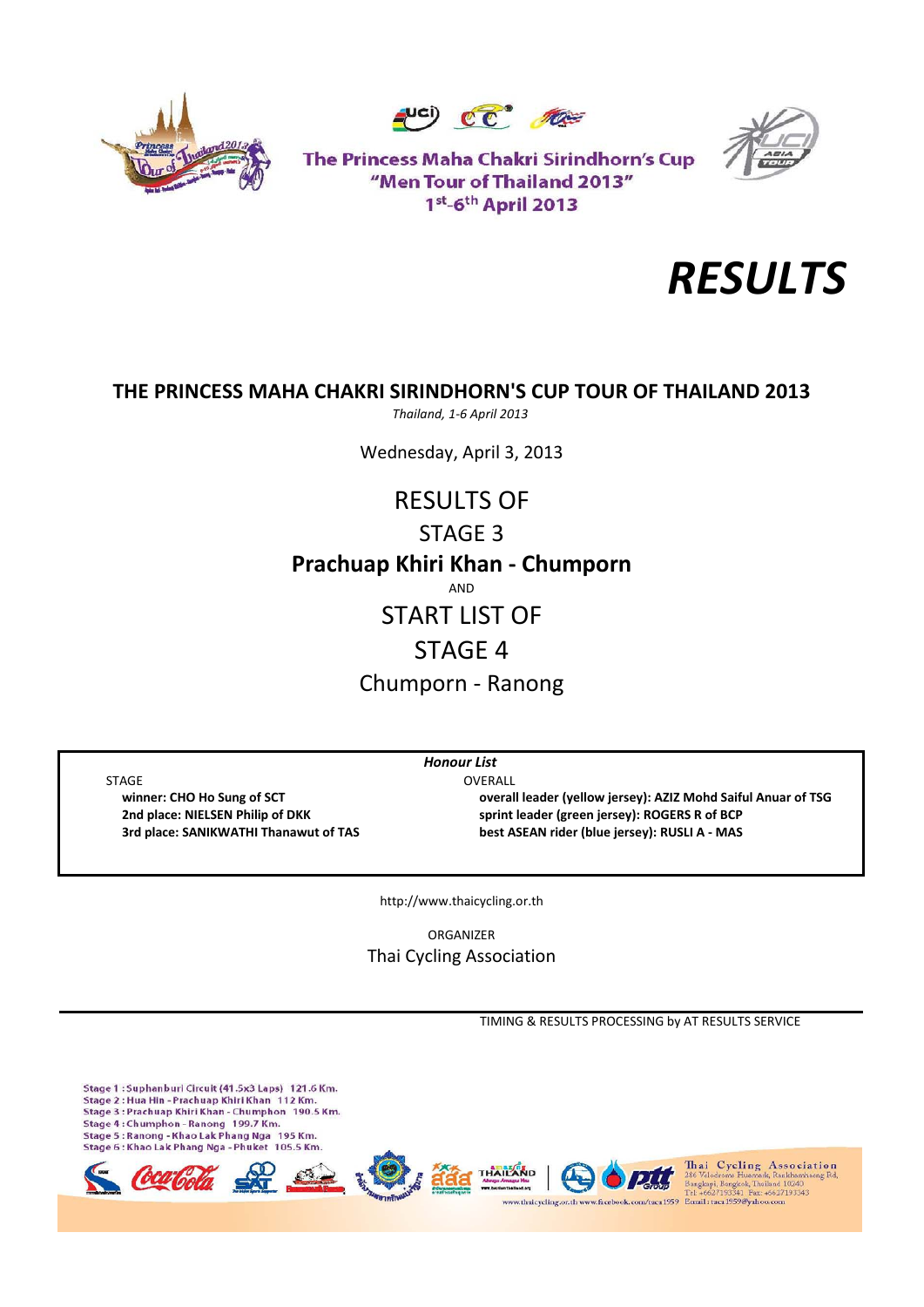The Princess Maha Chakri Sirindhorn's Cup
"Men Tour of Thailand 2013"
1st-6th April 2013

# RESULTS

## THE PRINCESS MAHA CHAKRI SIRINDHORN'S CUP TOUR OF THAILAND 2013

*Thailand, 1-6 April 2013*

Wednesday, April 3, 2013

RESULTS OF

STAGE 3

**Prachuap Khiri Khan - Chumporn**

AND

START LIST OF

STAGE 4

Chumporn - Ranong

***Honour List***

STAGE

**winner: CHO Ho Sung of SCT**
**2nd place: NIELSEN Philip of DKK**
**3rd place: SANIKWATHI Thanawut of TAS**

OVERALL

**overall leader (yellow jersey): AZIZ Mohd Saiful Anuar of TSG**
**sprint leader (green jersey): ROGERS R of BCP**
**best ASEAN rider (blue jersey): RUSLI A - MAS**

http://www.thaicycling.or.th

ORGANIZER

Thai Cycling Association

TIMING & RESULTS PROCESSING by AT RESULTS SERVICE

Stage 1 : Suphanburi Circuit (41.5x3 Laps) 121.6 Km.
Stage 2 : Hua Hin - Prachuap Khiri Khan 112 Km.
Stage 3 : Prachuap Khiri Khan - Chumphon 190.5 Km.
Stage 4 : Chumphon - Ranong 199.7 Km.
Stage 5 : Ranong - Khao Lak Phang Nga 195 Km.
Stage 6 : Khao Lak Phang Nga - Phuket 105.5 Km.

Thai Cycling Association
286 Velodrome Huamark, Ramkhamhaeng Rd, Bangkapi, Bangkok, Thailand 10240
Tel: +6627193341 Fax: +6627193343
www.thaicycling.or.th www.facebook.com/taca1959 Email: taca1959@yahoo.com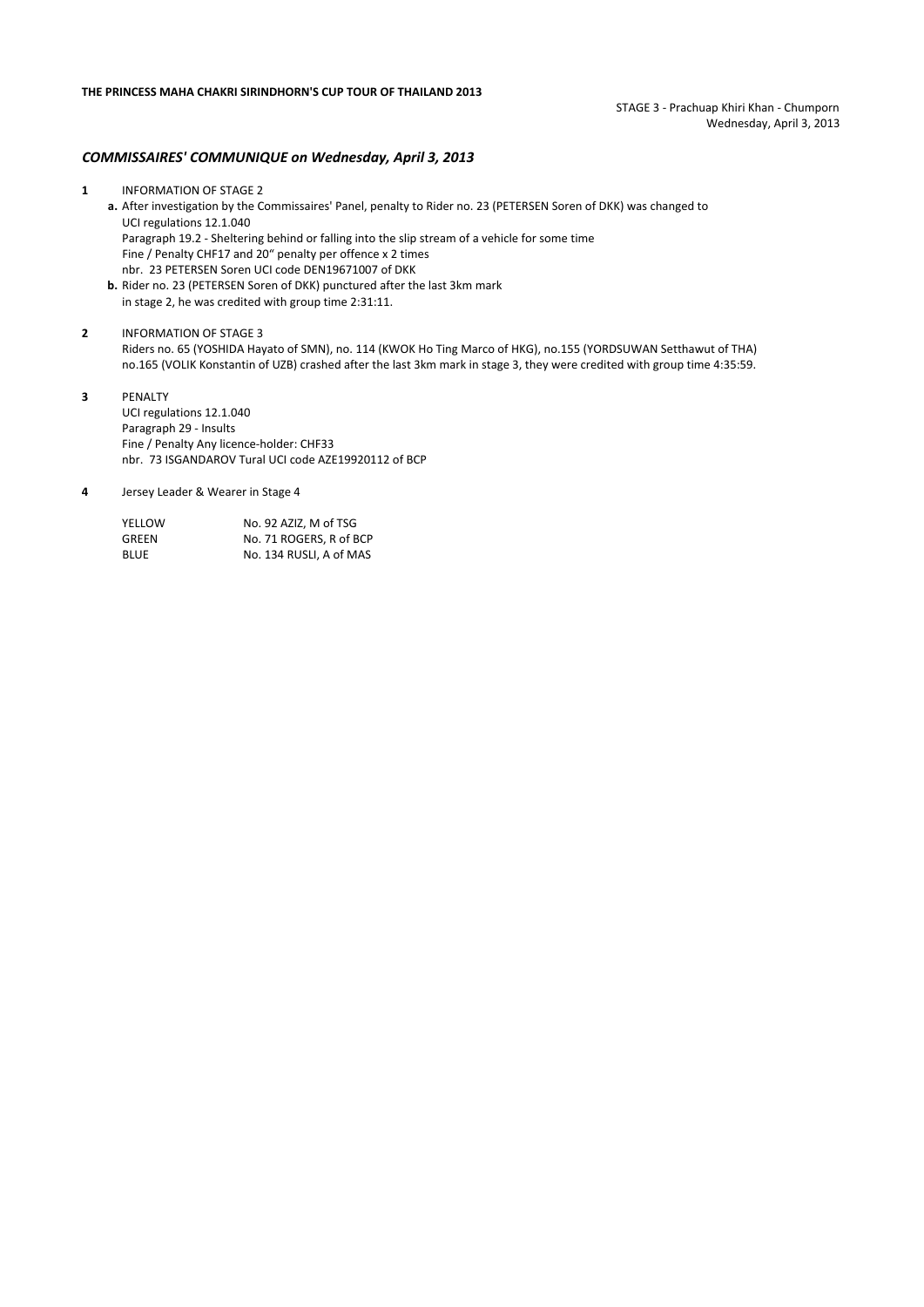**THE PRINCESS MAHA CHAKRI SIRINDHORN'S CUP TOUR OF THAILAND 2013**

STAGE 3 - Prachuap Khiri Khan - Chumporn
Wednesday, April 3, 2013

## *COMMISSAIRES' COMMUNIQUE on Wednesday, April 3, 2013*

**1** INFORMATION OF STAGE 2

**a.** After investigation by the Commissaires' Panel, penalty to Rider no. 23 (PETERSEN Soren of DKK) was changed to
UCI regulations 12.1.040
Paragraph 19.2 - Sheltering behind or falling into the slip stream of a vehicle for some time
Fine / Penalty CHF17 and 20“ penalty per offence x 2 times
nbr. 23 PETERSEN Soren UCI code DEN19671007 of DKK

**b.** Rider no. 23 (PETERSEN Soren of DKK) punctured after the last 3km mark
in stage 2, he was credited with group time 2:31:11.

**2** INFORMATION OF STAGE 3

Riders no. 65 (YOSHIDA Hayato of SMN), no. 114 (KWOK Ho Ting Marco of HKG), no.155 (YORDSUWAN Setthawut of THA) no.165 (VOLIK Konstantin of UZB) crashed after the last 3km mark in stage 3, they were credited with group time 4:35:59.

**3** PENALTY

UCI regulations 12.1.040
Paragraph 29 - Insults
Fine / Penalty Any licence-holder: CHF33
nbr. 73 ISGANDAROV Tural UCI code AZE19920112 of BCP

**4** Jersey Leader & Wearer in Stage 4

| | |
|---|---|
| YELLOW | No. 92 AZIZ, M of TSG |
| GREEN | No. 71 ROGERS, R of BCP |
| BLUE | No. 134 RUSLI, A of MAS |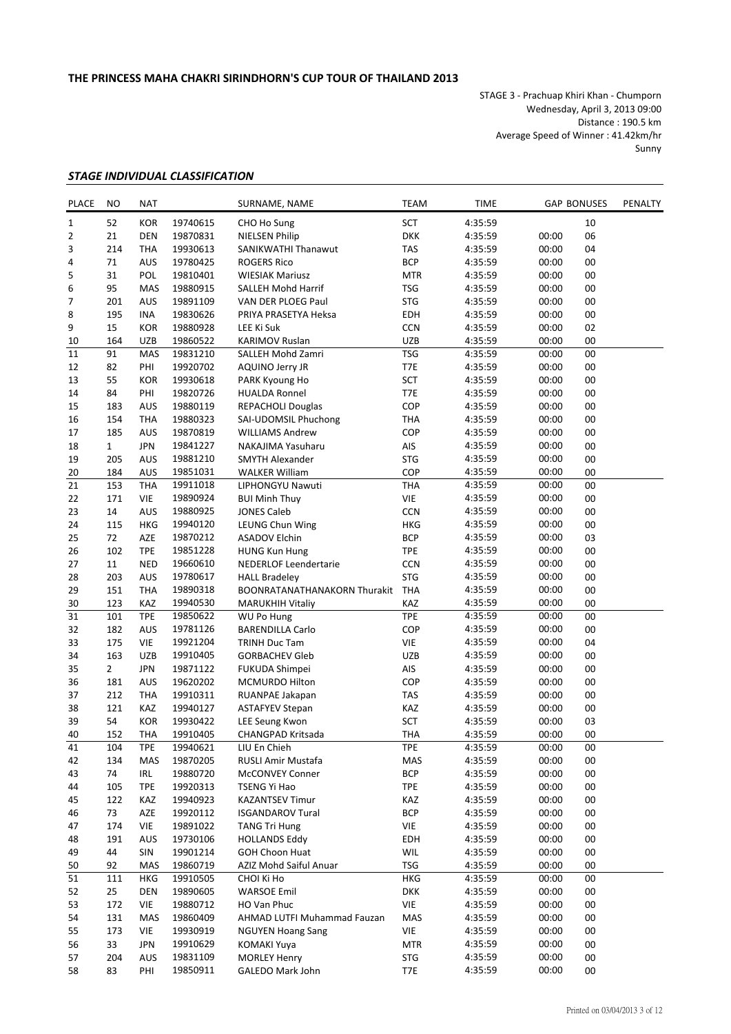**THE PRINCESS MAHA CHAKRI SIRINDHORN'S CUP TOUR OF THAILAND 2013**

STAGE 3 - Prachuap Khiri Khan - Chumporn
Wednesday, April 3, 2013 09:00
Distance : 190.5 km
Average Speed of Winner : 41.42km/hr
Sunny

### *STAGE INDIVIDUAL CLASSIFICATION*

| PLACE | NO | NAT | | SURNAME, NAME | TEAM | TIME | GAP | BONUSES | PENALTY |
|---|---|---|---|---|---|---|---|---|---|
| 1 | 52 | KOR | 19740615 | CHO Ho Sung | SCT | 4:35:59 | | 10 | |
| 2 | 21 | DEN | 19870831 | NIELSEN Philip | DKK | 4:35:59 | 00:00 | 06 | |
| 3 | 214 | THA | 19930613 | SANIKWATHI Thanawut | TAS | 4:35:59 | 00:00 | 04 | |
| 4 | 71 | AUS | 19780425 | ROGERS Rico | BCP | 4:35:59 | 00:00 | 00 | |
| 5 | 31 | POL | 19810401 | WIESIAK Mariusz | MTR | 4:35:59 | 00:00 | 00 | |
| 6 | 95 | MAS | 19880915 | SALLEH Mohd Harrif | TSG | 4:35:59 | 00:00 | 00 | |
| 7 | 201 | AUS | 19891109 | VAN DER PLOEG Paul | STG | 4:35:59 | 00:00 | 00 | |
| 8 | 195 | INA | 19830626 | PRIYA PRASETYA Heksa | EDH | 4:35:59 | 00:00 | 00 | |
| 9 | 15 | KOR | 19880928 | LEE Ki Suk | CCN | 4:35:59 | 00:00 | 02 | |
| 10 | 164 | UZB | 19860522 | KARIMOV Ruslan | UZB | 4:35:59 | 00:00 | 00 | |
| 11 | 91 | MAS | 19831210 | SALLEH Mohd Zamri | TSG | 4:35:59 | 00:00 | 00 | |
| 12 | 82 | PHI | 19920702 | AQUINO Jerry JR | T7E | 4:35:59 | 00:00 | 00 | |
| 13 | 55 | KOR | 19930618 | PARK Kyoung Ho | SCT | 4:35:59 | 00:00 | 00 | |
| 14 | 84 | PHI | 19820726 | HUALDA Ronnel | T7E | 4:35:59 | 00:00 | 00 | |
| 15 | 183 | AUS | 19880119 | REPACHOLI Douglas | COP | 4:35:59 | 00:00 | 00 | |
| 16 | 154 | THA | 19880323 | SAI-UDOMSIL Phuchong | THA | 4:35:59 | 00:00 | 00 | |
| 17 | 185 | AUS | 19870819 | WILLIAMS Andrew | COP | 4:35:59 | 00:00 | 00 | |
| 18 | 1 | JPN | 19841227 | NAKAJIMA Yasuharu | AIS | 4:35:59 | 00:00 | 00 | |
| 19 | 205 | AUS | 19881210 | SMYTH Alexander | STG | 4:35:59 | 00:00 | 00 | |
| 20 | 184 | AUS | 19851031 | WALKER William | COP | 4:35:59 | 00:00 | 00 | |
| 21 | 153 | THA | 19911018 | LIPHONGYU Nawuti | THA | 4:35:59 | 00:00 | 00 | |
| 22 | 171 | VIE | 19890924 | BUI Minh Thuy | VIE | 4:35:59 | 00:00 | 00 | |
| 23 | 14 | AUS | 19880925 | JONES Caleb | CCN | 4:35:59 | 00:00 | 00 | |
| 24 | 115 | HKG | 19940120 | LEUNG Chun Wing | HKG | 4:35:59 | 00:00 | 00 | |
| 25 | 72 | AZE | 19870212 | ASADOV Elchin | BCP | 4:35:59 | 00:00 | 03 | |
| 26 | 102 | TPE | 19851228 | HUNG Kun Hung | TPE | 4:35:59 | 00:00 | 00 | |
| 27 | 11 | NED | 19660610 | NEDERLOF Leendertarie | CCN | 4:35:59 | 00:00 | 00 | |
| 28 | 203 | AUS | 19780617 | HALL Bradeley | STG | 4:35:59 | 00:00 | 00 | |
| 29 | 151 | THA | 19890318 | BOONRATANATHANAKORN Thurakit | THA | 4:35:59 | 00:00 | 00 | |
| 30 | 123 | KAZ | 19940530 | MARUKHIH Vitaliy | KAZ | 4:35:59 | 00:00 | 00 | |
| 31 | 101 | TPE | 19850622 | WU Po Hung | TPE | 4:35:59 | 00:00 | 00 | |
| 32 | 182 | AUS | 19781126 | BARENDILLA Carlo | COP | 4:35:59 | 00:00 | 00 | |
| 33 | 175 | VIE | 19921204 | TRINH Duc Tam | VIE | 4:35:59 | 00:00 | 04 | |
| 34 | 163 | UZB | 19910405 | GORBACHEV Gleb | UZB | 4:35:59 | 00:00 | 00 | |
| 35 | 2 | JPN | 19871122 | FUKUDA Shimpei | AIS | 4:35:59 | 00:00 | 00 | |
| 36 | 181 | AUS | 19620202 | MCMURDO Hilton | COP | 4:35:59 | 00:00 | 00 | |
| 37 | 212 | THA | 19910311 | RUANPAE Jakapan | TAS | 4:35:59 | 00:00 | 00 | |
| 38 | 121 | KAZ | 19940127 | ASTAFYEV Stepan | KAZ | 4:35:59 | 00:00 | 00 | |
| 39 | 54 | KOR | 19930422 | LEE Seung Kwon | SCT | 4:35:59 | 00:00 | 03 | |
| 40 | 152 | THA | 19910405 | CHANGPAD Kritsada | THA | 4:35:59 | 00:00 | 00 | |
| 41 | 104 | TPE | 19940621 | LIU En Chieh | TPE | 4:35:59 | 00:00 | 00 | |
| 42 | 134 | MAS | 19870205 | RUSLI Amir Mustafa | MAS | 4:35:59 | 00:00 | 00 | |
| 43 | 74 | IRL | 19880720 | McCONVEY Conner | BCP | 4:35:59 | 00:00 | 00 | |
| 44 | 105 | TPE | 19920313 | TSENG Yi Hao | TPE | 4:35:59 | 00:00 | 00 | |
| 45 | 122 | KAZ | 19940923 | KAZANTSEV Timur | KAZ | 4:35:59 | 00:00 | 00 | |
| 46 | 73 | AZE | 19920112 | ISGANDAROV Tural | BCP | 4:35:59 | 00:00 | 00 | |
| 47 | 174 | VIE | 19891022 | TANG Tri Hung | VIE | 4:35:59 | 00:00 | 00 | |
| 48 | 191 | AUS | 19730106 | HOLLANDS Eddy | EDH | 4:35:59 | 00:00 | 00 | |
| 49 | 44 | SIN | 19901214 | GOH Choon Huat | WIL | 4:35:59 | 00:00 | 00 | |
| 50 | 92 | MAS | 19860719 | AZIZ Mohd Saiful Anuar | TSG | 4:35:59 | 00:00 | 00 | |
| 51 | 111 | HKG | 19910505 | CHOI Ki Ho | HKG | 4:35:59 | 00:00 | 00 | |
| 52 | 25 | DEN | 19890605 | WARSOE Emil | DKK | 4:35:59 | 00:00 | 00 | |
| 53 | 172 | VIE | 19880712 | HO Van Phuc | VIE | 4:35:59 | 00:00 | 00 | |
| 54 | 131 | MAS | 19860409 | AHMAD LUTFI Muhammad Fauzan | MAS | 4:35:59 | 00:00 | 00 | |
| 55 | 173 | VIE | 19930919 | NGUYEN Hoang Sang | VIE | 4:35:59 | 00:00 | 00 | |
| 56 | 33 | JPN | 19910629 | KOMAKI Yuya | MTR | 4:35:59 | 00:00 | 00 | |
| 57 | 204 | AUS | 19831109 | MORLEY Henry | STG | 4:35:59 | 00:00 | 00 | |
| 58 | 83 | PHI | 19850911 | GALEDO Mark John | T7E | 4:35:59 | 00:00 | 00 | |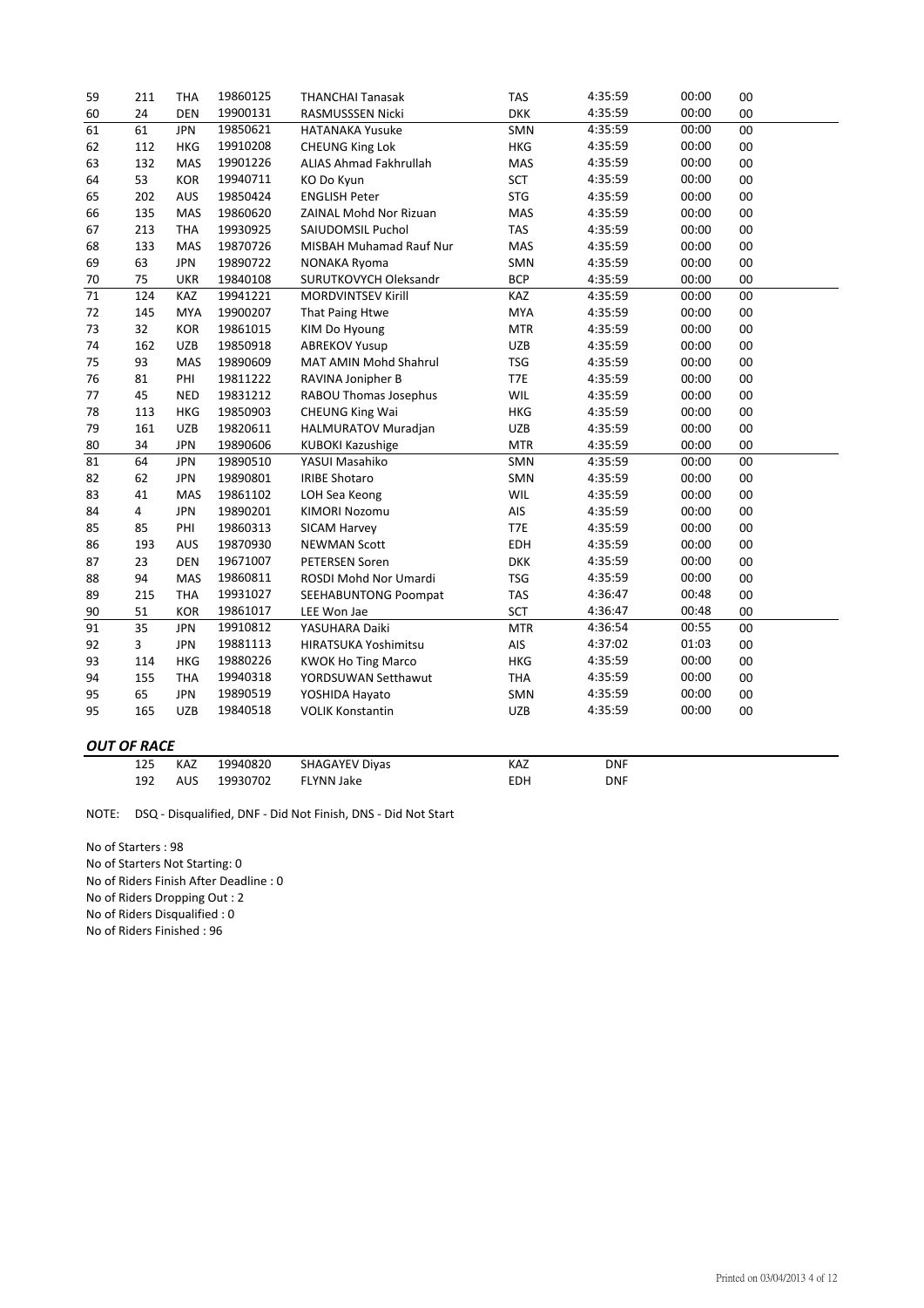| | | | | | | | | |
|---|---|---|---|---|---|---|---|---|
| 59 | 211 | THA | 19860125 | THANCHAI Tanasak | TAS | 4:35:59 | 00:00 | 00 |
| 60 | 24 | DEN | 19900131 | RASMUSSSEN Nicki | DKK | 4:35:59 | 00:00 | 00 |
| 61 | 61 | JPN | 19850621 | HATANAKA Yusuke | SMN | 4:35:59 | 00:00 | 00 |
| 62 | 112 | HKG | 19910208 | CHEUNG King Lok | HKG | 4:35:59 | 00:00 | 00 |
| 63 | 132 | MAS | 19901226 | ALIAS Ahmad Fakhrullah | MAS | 4:35:59 | 00:00 | 00 |
| 64 | 53 | KOR | 19940711 | KO Do Kyun | SCT | 4:35:59 | 00:00 | 00 |
| 65 | 202 | AUS | 19850424 | ENGLISH Peter | STG | 4:35:59 | 00:00 | 00 |
| 66 | 135 | MAS | 19860620 | ZAINAL Mohd Nor Rizuan | MAS | 4:35:59 | 00:00 | 00 |
| 67 | 213 | THA | 19930925 | SAIUDOMSIL Puchol | TAS | 4:35:59 | 00:00 | 00 |
| 68 | 133 | MAS | 19870726 | MISBAH Muhamad Rauf Nur | MAS | 4:35:59 | 00:00 | 00 |
| 69 | 63 | JPN | 19890722 | NONAKA Ryoma | SMN | 4:35:59 | 00:00 | 00 |
| 70 | 75 | UKR | 19840108 | SURUTKOVYCH Oleksandr | BCP | 4:35:59 | 00:00 | 00 |
| 71 | 124 | KAZ | 19941221 | MORDVINTSEV Kirill | KAZ | 4:35:59 | 00:00 | 00 |
| 72 | 145 | MYA | 19900207 | That Paing Htwe | MYA | 4:35:59 | 00:00 | 00 |
| 73 | 32 | KOR | 19861015 | KIM Do Hyoung | MTR | 4:35:59 | 00:00 | 00 |
| 74 | 162 | UZB | 19850918 | ABREKOV Yusup | UZB | 4:35:59 | 00:00 | 00 |
| 75 | 93 | MAS | 19890609 | MAT AMIN Mohd Shahrul | TSG | 4:35:59 | 00:00 | 00 |
| 76 | 81 | PHI | 19811222 | RAVINA Jonipher B | T7E | 4:35:59 | 00:00 | 00 |
| 77 | 45 | NED | 19831212 | RABOU Thomas Josephus | WIL | 4:35:59 | 00:00 | 00 |
| 78 | 113 | HKG | 19850903 | CHEUNG King Wai | HKG | 4:35:59 | 00:00 | 00 |
| 79 | 161 | UZB | 19820611 | HALMURATOV Muradjan | UZB | 4:35:59 | 00:00 | 00 |
| 80 | 34 | JPN | 19890606 | KUBOKI Kazushige | MTR | 4:35:59 | 00:00 | 00 |
| 81 | 64 | JPN | 19890510 | YASUI Masahiko | SMN | 4:35:59 | 00:00 | 00 |
| 82 | 62 | JPN | 19890801 | IRIBE Shotaro | SMN | 4:35:59 | 00:00 | 00 |
| 83 | 41 | MAS | 19861102 | LOH Sea Keong | WIL | 4:35:59 | 00:00 | 00 |
| 84 | 4 | JPN | 19890201 | KIMORI Nozomu | AIS | 4:35:59 | 00:00 | 00 |
| 85 | 85 | PHI | 19860313 | SICAM Harvey | T7E | 4:35:59 | 00:00 | 00 |
| 86 | 193 | AUS | 19870930 | NEWMAN Scott | EDH | 4:35:59 | 00:00 | 00 |
| 87 | 23 | DEN | 19671007 | PETERSEN Soren | DKK | 4:35:59 | 00:00 | 00 |
| 88 | 94 | MAS | 19860811 | ROSDI Mohd Nor Umardi | TSG | 4:35:59 | 00:00 | 00 |
| 89 | 215 | THA | 19931027 | SEEHABUNTONG Poompat | TAS | 4:36:47 | 00:48 | 00 |
| 90 | 51 | KOR | 19861017 | LEE Won Jae | SCT | 4:36:47 | 00:48 | 00 |
| 91 | 35 | JPN | 19910812 | YASUHARA Daiki | MTR | 4:36:54 | 00:55 | 00 |
| 92 | 3 | JPN | 19881113 | HIRATSUKA Yoshimitsu | AIS | 4:37:02 | 01:03 | 00 |
| 93 | 114 | HKG | 19880226 | KWOK Ho Ting Marco | HKG | 4:35:59 | 00:00 | 00 |
| 94 | 155 | THA | 19940318 | YORDSUWAN Setthawut | THA | 4:35:59 | 00:00 | 00 |
| 95 | 65 | JPN | 19890519 | YOSHIDA Hayato | SMN | 4:35:59 | 00:00 | 00 |
| 95 | 165 | UZB | 19840518 | VOLIK Konstantin | UZB | 4:35:59 | 00:00 | 00 |

### *OUT OF RACE*

| | | | | | | |
|---|---|---|---|---|---|---|
| | 125 | KAZ | 19940820 | SHAGAYEV Diyas | KAZ | DNF |
| | 192 | AUS | 19930702 | FLYNN Jake | EDH | DNF |

NOTE: DSQ - Disqualified, DNF - Did Not Finish, DNS - Did Not Start

No of Starters : 98
No of Starters Not Starting: 0
No of Riders Finish After Deadline : 0
No of Riders Dropping Out : 2
No of Riders Disqualified : 0
No of Riders Finished : 96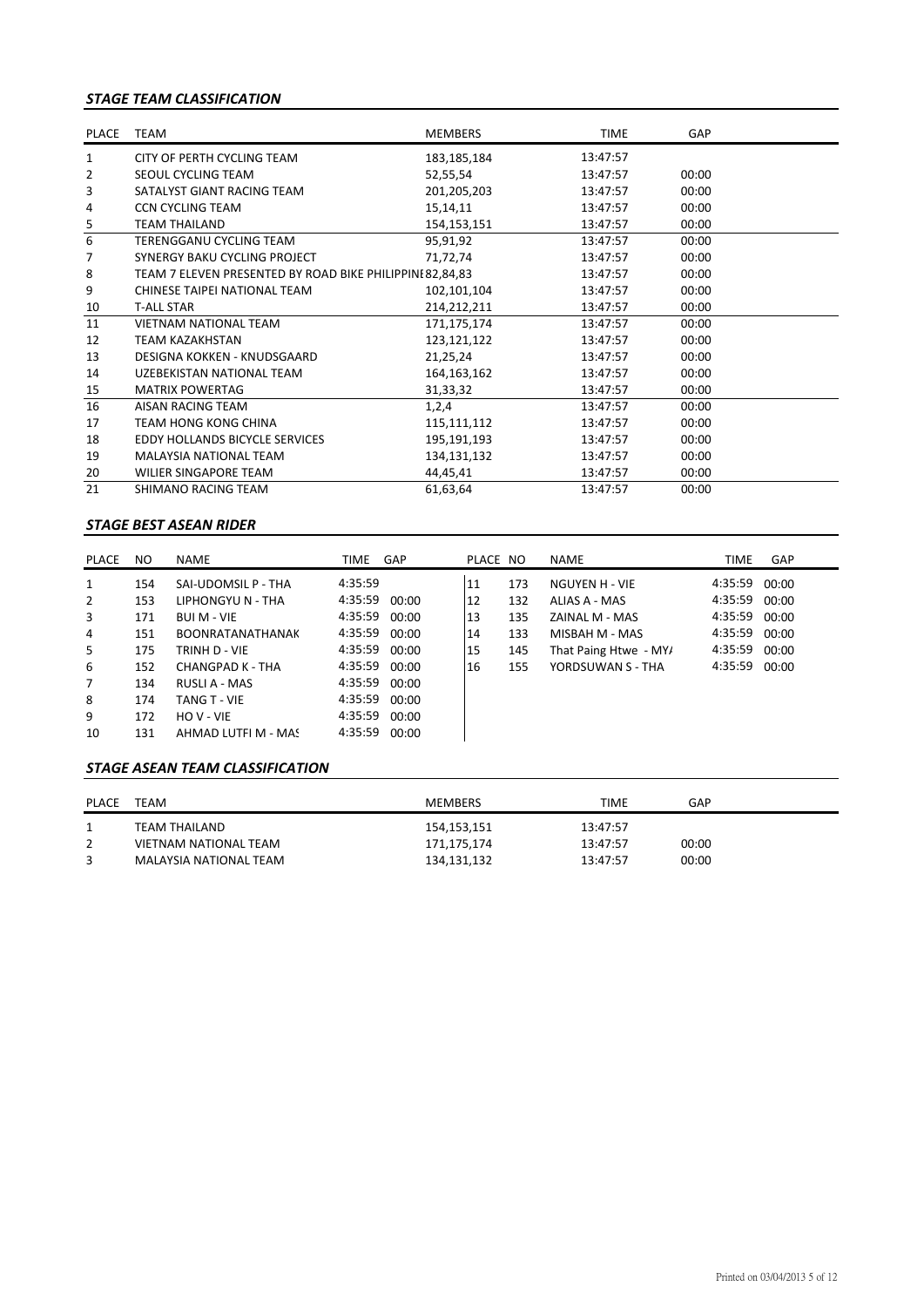### *STAGE TEAM CLASSIFICATION*

| PLACE | TEAM | MEMBERS | TIME | GAP |
|---|---|---|---|---|
| 1 | CITY OF PERTH CYCLING TEAM | 183,185,184 | 13:47:57 | |
| 2 | SEOUL CYCLING TEAM | 52,55,54 | 13:47:57 | 00:00 |
| 3 | SATALYST GIANT RACING TEAM | 201,205,203 | 13:47:57 | 00:00 |
| 4 | CCN CYCLING TEAM | 15,14,11 | 13:47:57 | 00:00 |
| 5 | TEAM THAILAND | 154,153,151 | 13:47:57 | 00:00 |
| 6 | TERENGGANU CYCLING TEAM | 95,91,92 | 13:47:57 | 00:00 |
| 7 | SYNERGY BAKU CYCLING PROJECT | 71,72,74 | 13:47:57 | 00:00 |
| 8 | TEAM 7 ELEVEN PRESENTED BY ROAD BIKE PHILIPPINI | 82,84,83 | 13:47:57 | 00:00 |
| 9 | CHINESE TAIPEI NATIONAL TEAM | 102,101,104 | 13:47:57 | 00:00 |
| 10 | T-ALL STAR | 214,212,211 | 13:47:57 | 00:00 |
| 11 | VIETNAM NATIONAL TEAM | 171,175,174 | 13:47:57 | 00:00 |
| 12 | TEAM KAZAKHSTAN | 123,121,122 | 13:47:57 | 00:00 |
| 13 | DESIGNA KOKKEN - KNUDSGAARD | 21,25,24 | 13:47:57 | 00:00 |
| 14 | UZEBEKISTAN NATIONAL TEAM | 164,163,162 | 13:47:57 | 00:00 |
| 15 | MATRIX POWERTAG | 31,33,32 | 13:47:57 | 00:00 |
| 16 | AISAN RACING TEAM | 1,2,4 | 13:47:57 | 00:00 |
| 17 | TEAM HONG KONG CHINA | 115,111,112 | 13:47:57 | 00:00 |
| 18 | EDDY HOLLANDS BICYCLE SERVICES | 195,191,193 | 13:47:57 | 00:00 |
| 19 | MALAYSIA NATIONAL TEAM | 134,131,132 | 13:47:57 | 00:00 |
| 20 | WILIER SINGAPORE TEAM | 44,45,41 | 13:47:57 | 00:00 |
| 21 | SHIMANO RACING TEAM | 61,63,64 | 13:47:57 | 00:00 |

### *STAGE BEST ASEAN RIDER*

| PLACE | NO | NAME | TIME | GAP |
|---|---|---|---|---|
| 1 | 154 | SAI-UDOMSIL P - THA | 4:35:59 | |
| 2 | 153 | LIPHONGYU N - THA | 4:35:59 | 00:00 |
| 3 | 171 | BUI M - VIE | 4:35:59 | 00:00 |
| 4 | 151 | BOONRATANATHANAK | 4:35:59 | 00:00 |
| 5 | 175 | TRINH D - VIE | 4:35:59 | 00:00 |
| 6 | 152 | CHANGPAD K - THA | 4:35:59 | 00:00 |
| 7 | 134 | RUSLI A - MAS | 4:35:59 | 00:00 |
| 8 | 174 | TANG T - VIE | 4:35:59 | 00:00 |
| 9 | 172 | HO V - VIE | 4:35:59 | 00:00 |
| 10 | 131 | AHMAD LUTFI M - MAS | 4:35:59 | 00:00 |
| 11 | 173 | NGUYEN H - VIE | 4:35:59 | 00:00 |
| 12 | 132 | ALIAS A - MAS | 4:35:59 | 00:00 |
| 13 | 135 | ZAINAL M - MAS | 4:35:59 | 00:00 |
| 14 | 133 | MISBAH M - MAS | 4:35:59 | 00:00 |
| 15 | 145 | That Paing Htwe - MYA | 4:35:59 | 00:00 |
| 16 | 155 | YORDSUWAN S - THA | 4:35:59 | 00:00 |

### *STAGE ASEAN TEAM CLASSIFICATION*

| PLACE | TEAM | MEMBERS | TIME | GAP |
|---|---|---|---|---|
| 1 | TEAM THAILAND | 154,153,151 | 13:47:57 | |
| 2 | VIETNAM NATIONAL TEAM | 171,175,174 | 13:47:57 | 00:00 |
| 3 | MALAYSIA NATIONAL TEAM | 134,131,132 | 13:47:57 | 00:00 |

Printed on 03/04/2013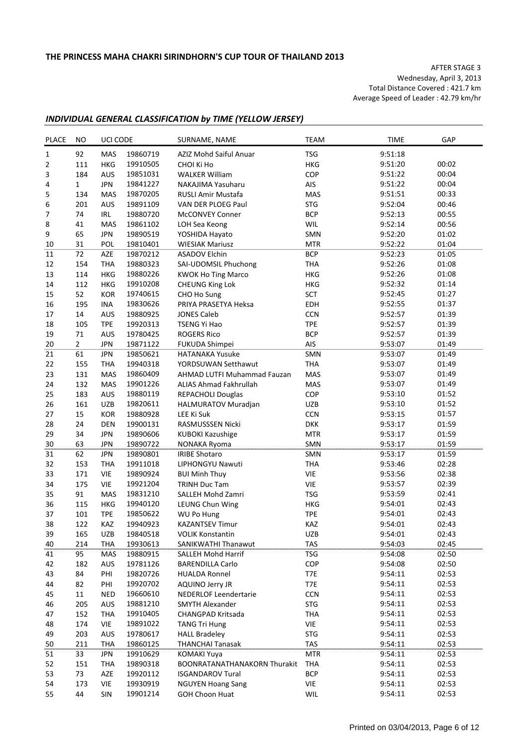**THE PRINCESS MAHA CHAKRI SIRINDHORN'S CUP TOUR OF THAILAND 2013**

AFTER STAGE 3
Wednesday, April 3, 2013
Total Distance Covered : 421.7 km
Average Speed of Leader : 42.79 km/hr

## *INDIVIDUAL GENERAL CLASSIFICATION by TIME (YELLOW JERSEY)*

| PLACE | NO | UCI CODE | | SURNAME, NAME | TEAM | TIME | GAP |
|---|---|---|---|---|---|---|---|
| 1 | 92 | MAS | 19860719 | AZIZ Mohd Saiful Anuar | TSG | 9:51:18 | |
| 2 | 111 | HKG | 19910505 | CHOI Ki Ho | HKG | 9:51:20 | 00:02 |
| 3 | 184 | AUS | 19851031 | WALKER William | COP | 9:51:22 | 00:04 |
| 4 | 1 | JPN | 19841227 | NAKAJIMA Yasuharu | AIS | 9:51:22 | 00:04 |
| 5 | 134 | MAS | 19870205 | RUSLI Amir Mustafa | MAS | 9:51:51 | 00:33 |
| 6 | 201 | AUS | 19891109 | VAN DER PLOEG Paul | STG | 9:52:04 | 00:46 |
| 7 | 74 | IRL | 19880720 | McCONVEY Conner | BCP | 9:52:13 | 00:55 |
| 8 | 41 | MAS | 19861102 | LOH Sea Keong | WIL | 9:52:14 | 00:56 |
| 9 | 65 | JPN | 19890519 | YOSHIDA Hayato | SMN | 9:52:20 | 01:02 |
| 10 | 31 | POL | 19810401 | WIESIAK Mariusz | MTR | 9:52:22 | 01:04 |
| 11 | 72 | AZE | 19870212 | ASADOV Elchin | BCP | 9:52:23 | 01:05 |
| 12 | 154 | THA | 19880323 | SAI-UDOMSIL Phuchong | THA | 9:52:26 | 01:08 |
| 13 | 114 | HKG | 19880226 | KWOK Ho Ting Marco | HKG | 9:52:26 | 01:08 |
| 14 | 112 | HKG | 19910208 | CHEUNG King Lok | HKG | 9:52:32 | 01:14 |
| 15 | 52 | KOR | 19740615 | CHO Ho Sung | SCT | 9:52:45 | 01:27 |
| 16 | 195 | INA | 19830626 | PRIYA PRASETYA Heksa | EDH | 9:52:55 | 01:37 |
| 17 | 14 | AUS | 19880925 | JONES Caleb | CCN | 9:52:57 | 01:39 |
| 18 | 105 | TPE | 19920313 | TSENG Yi Hao | TPE | 9:52:57 | 01:39 |
| 19 | 71 | AUS | 19780425 | ROGERS Rico | BCP | 9:52:57 | 01:39 |
| 20 | 2 | JPN | 19871122 | FUKUDA Shimpei | AIS | 9:53:07 | 01:49 |
| 21 | 61 | JPN | 19850621 | HATANAKA Yusuke | SMN | 9:53:07 | 01:49 |
| 22 | 155 | THA | 19940318 | YORDSUWAN Setthawut | THA | 9:53:07 | 01:49 |
| 23 | 131 | MAS | 19860409 | AHMAD LUTFI Muhammad Fauzan | MAS | 9:53:07 | 01:49 |
| 24 | 132 | MAS | 19901226 | ALIAS Ahmad Fakhrullah | MAS | 9:53:07 | 01:49 |
| 25 | 183 | AUS | 19880119 | REPACHOLI Douglas | COP | 9:53:10 | 01:52 |
| 26 | 161 | UZB | 19820611 | HALMURATOV Muradjan | UZB | 9:53:10 | 01:52 |
| 27 | 15 | KOR | 19880928 | LEE Ki Suk | CCN | 9:53:15 | 01:57 |
| 28 | 24 | DEN | 19900131 | RASMUSSSEN Nicki | DKK | 9:53:17 | 01:59 |
| 29 | 34 | JPN | 19890606 | KUBOKI Kazushige | MTR | 9:53:17 | 01:59 |
| 30 | 63 | JPN | 19890722 | NONAKA Ryoma | SMN | 9:53:17 | 01:59 |
| 31 | 62 | JPN | 19890801 | IRIBE Shotaro | SMN | 9:53:17 | 01:59 |
| 32 | 153 | THA | 19911018 | LIPHONGYU Nawuti | THA | 9:53:46 | 02:28 |
| 33 | 171 | VIE | 19890924 | BUI Minh Thuy | VIE | 9:53:56 | 02:38 |
| 34 | 175 | VIE | 19921204 | TRINH Duc Tam | VIE | 9:53:57 | 02:39 |
| 35 | 91 | MAS | 19831210 | SALLEH Mohd Zamri | TSG | 9:53:59 | 02:41 |
| 36 | 115 | HKG | 19940120 | LEUNG Chun Wing | HKG | 9:54:01 | 02:43 |
| 37 | 101 | TPE | 19850622 | WU Po Hung | TPE | 9:54:01 | 02:43 |
| 38 | 122 | KAZ | 19940923 | KAZANTSEV Timur | KAZ | 9:54:01 | 02:43 |
| 39 | 165 | UZB | 19840518 | VOLIK Konstantin | UZB | 9:54:01 | 02:43 |
| 40 | 214 | THA | 19930613 | SANIKWATHI Thanawut | TAS | 9:54:03 | 02:45 |
| 41 | 95 | MAS | 19880915 | SALLEH Mohd Harrif | TSG | 9:54:08 | 02:50 |
| 42 | 182 | AUS | 19781126 | BARENDILLA Carlo | COP | 9:54:08 | 02:50 |
| 43 | 84 | PHI | 19820726 | HUALDA Ronnel | T7E | 9:54:11 | 02:53 |
| 44 | 82 | PHI | 19920702 | AQUINO Jerry JR | T7E | 9:54:11 | 02:53 |
| 45 | 11 | NED | 19660610 | NEDERLOF Leendertarie | CCN | 9:54:11 | 02:53 |
| 46 | 205 | AUS | 19881210 | SMYTH Alexander | STG | 9:54:11 | 02:53 |
| 47 | 152 | THA | 19910405 | CHANGPAD Kritsada | THA | 9:54:11 | 02:53 |
| 48 | 174 | VIE | 19891022 | TANG Tri Hung | VIE | 9:54:11 | 02:53 |
| 49 | 203 | AUS | 19780617 | HALL Bradeley | STG | 9:54:11 | 02:53 |
| 50 | 211 | THA | 19860125 | THANCHAI Tanasak | TAS | 9:54:11 | 02:53 |
| 51 | 33 | JPN | 19910629 | KOMAKI Yuya | MTR | 9:54:11 | 02:53 |
| 52 | 151 | THA | 19890318 | BOONRATANATHANAKORN Thurakit | THA | 9:54:11 | 02:53 |
| 53 | 73 | AZE | 19920112 | ISGANDAROV Tural | BCP | 9:54:11 | 02:53 |
| 54 | 173 | VIE | 19930919 | NGUYEN Hoang Sang | VIE | 9:54:11 | 02:53 |
| 55 | 44 | SIN | 19901214 | GOH Choon Huat | WIL | 9:54:11 | 02:53 |

Printed on 03/04/2013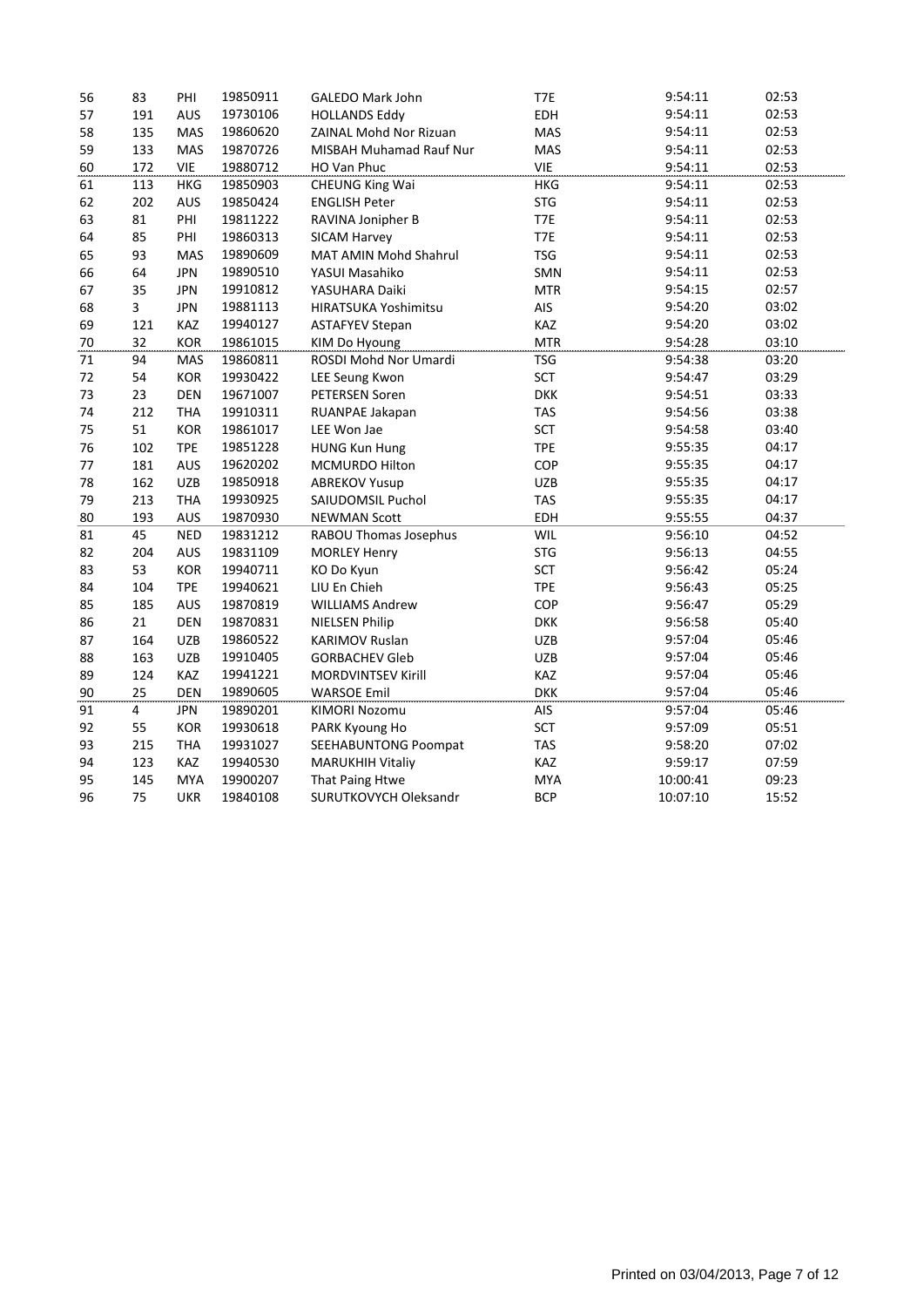| | | | | | | | |
|---|---|---|---|---|---|---|---|
| 56 | 83 | PHI | 19850911 | GALEDO Mark John | T7E | 9:54:11 | 02:53 |
| 57 | 191 | AUS | 19730106 | HOLLANDS Eddy | EDH | 9:54:11 | 02:53 |
| 58 | 135 | MAS | 19860620 | ZAINAL Mohd Nor Rizuan | MAS | 9:54:11 | 02:53 |
| 59 | 133 | MAS | 19870726 | MISBAH Muhamad Rauf Nur | MAS | 9:54:11 | 02:53 |
| 60 | 172 | VIE | 19880712 | HO Van Phuc | VIE | 9:54:11 | 02:53 |
| 61 | 113 | HKG | 19850903 | CHEUNG King Wai | HKG | 9:54:11 | 02:53 |
| 62 | 202 | AUS | 19850424 | ENGLISH Peter | STG | 9:54:11 | 02:53 |
| 63 | 81 | PHI | 19811222 | RAVINA Jonipher B | T7E | 9:54:11 | 02:53 |
| 64 | 85 | PHI | 19860313 | SICAM Harvey | T7E | 9:54:11 | 02:53 |
| 65 | 93 | MAS | 19890609 | MAT AMIN Mohd Shahrul | TSG | 9:54:11 | 02:53 |
| 66 | 64 | JPN | 19890510 | YASUI Masahiko | SMN | 9:54:11 | 02:53 |
| 67 | 35 | JPN | 19910812 | YASUHARA Daiki | MTR | 9:54:15 | 02:57 |
| 68 | 3 | JPN | 19881113 | HIRATSUKA Yoshimitsu | AIS | 9:54:20 | 03:02 |
| 69 | 121 | KAZ | 19940127 | ASTAFYEV Stepan | KAZ | 9:54:20 | 03:02 |
| 70 | 32 | KOR | 19861015 | KIM Do Hyoung | MTR | 9:54:28 | 03:10 |
| 71 | 94 | MAS | 19860811 | ROSDI Mohd Nor Umardi | TSG | 9:54:38 | 03:20 |
| 72 | 54 | KOR | 19930422 | LEE Seung Kwon | SCT | 9:54:47 | 03:29 |
| 73 | 23 | DEN | 19671007 | PETERSEN Soren | DKK | 9:54:51 | 03:33 |
| 74 | 212 | THA | 19910311 | RUANPAE Jakapan | TAS | 9:54:56 | 03:38 |
| 75 | 51 | KOR | 19861017 | LEE Won Jae | SCT | 9:54:58 | 03:40 |
| 76 | 102 | TPE | 19851228 | HUNG Kun Hung | TPE | 9:55:35 | 04:17 |
| 77 | 181 | AUS | 19620202 | MCMURDO Hilton | COP | 9:55:35 | 04:17 |
| 78 | 162 | UZB | 19850918 | ABREKOV Yusup | UZB | 9:55:35 | 04:17 |
| 79 | 213 | THA | 19930925 | SAIUDOMSIL Puchol | TAS | 9:55:35 | 04:17 |
| 80 | 193 | AUS | 19870930 | NEWMAN Scott | EDH | 9:55:55 | 04:37 |
| 81 | 45 | NED | 19831212 | RABOU Thomas Josephus | WIL | 9:56:10 | 04:52 |
| 82 | 204 | AUS | 19831109 | MORLEY Henry | STG | 9:56:13 | 04:55 |
| 83 | 53 | KOR | 19940711 | KO Do Kyun | SCT | 9:56:42 | 05:24 |
| 84 | 104 | TPE | 19940621 | LIU En Chieh | TPE | 9:56:43 | 05:25 |
| 85 | 185 | AUS | 19870819 | WILLIAMS Andrew | COP | 9:56:47 | 05:29 |
| 86 | 21 | DEN | 19870831 | NIELSEN Philip | DKK | 9:56:58 | 05:40 |
| 87 | 164 | UZB | 19860522 | KARIMOV Ruslan | UZB | 9:57:04 | 05:46 |
| 88 | 163 | UZB | 19910405 | GORBACHEV Gleb | UZB | 9:57:04 | 05:46 |
| 89 | 124 | KAZ | 19941221 | MORDVINTSEV Kirill | KAZ | 9:57:04 | 05:46 |
| 90 | 25 | DEN | 19890605 | WARSOE Emil | DKK | 9:57:04 | 05:46 |
| 91 | 4 | JPN | 19890201 | KIMORI Nozomu | AIS | 9:57:04 | 05:46 |
| 92 | 55 | KOR | 19930618 | PARK Kyoung Ho | SCT | 9:57:09 | 05:51 |
| 93 | 215 | THA | 19931027 | SEEHABUNTONG Poompat | TAS | 9:58:20 | 07:02 |
| 94 | 123 | KAZ | 19940530 | MARUKHIH Vitaliy | KAZ | 9:59:17 | 07:59 |
| 95 | 145 | MYA | 19900207 | That Paing Htwe | MYA | 10:00:41 | 09:23 |
| 96 | 75 | UKR | 19840108 | SURUTKOVYCH Oleksandr | BCP | 10:07:10 | 15:52 |

Printed on 03/04/2013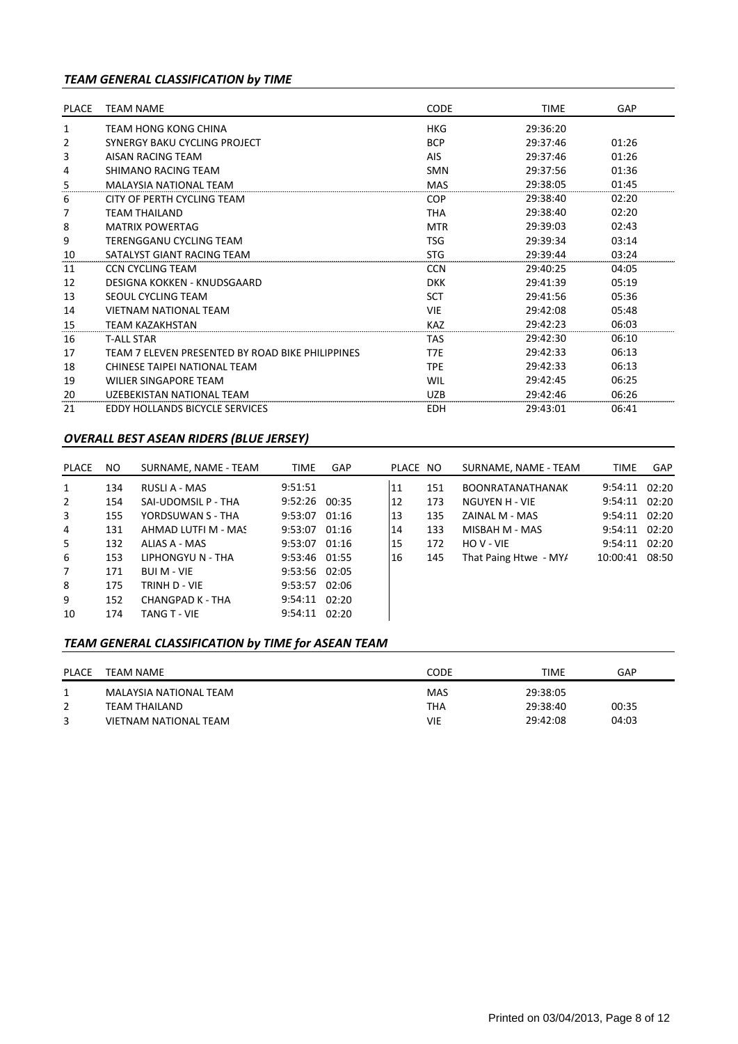### *TEAM GENERAL CLASSIFICATION by TIME*

| PLACE | TEAM NAME | CODE | TIME | GAP |
|---|---|---|---|---|
| 1 | TEAM HONG KONG CHINA | HKG | 29:36:20 | |
| 2 | SYNERGY BAKU CYCLING PROJECT | BCP | 29:37:46 | 01:26 |
| 3 | AISAN RACING TEAM | AIS | 29:37:46 | 01:26 |
| 4 | SHIMANO RACING TEAM | SMN | 29:37:56 | 01:36 |
| 5 | MALAYSIA NATIONAL TEAM | MAS | 29:38:05 | 01:45 |
| 6 | CITY OF PERTH CYCLING TEAM | COP | 29:38:40 | 02:20 |
| 7 | TEAM THAILAND | THA | 29:38:40 | 02:20 |
| 8 | MATRIX POWERTAG | MTR | 29:39:03 | 02:43 |
| 9 | TERENGGANU CYCLING TEAM | TSG | 29:39:34 | 03:14 |
| 10 | SATALYST GIANT RACING TEAM | STG | 29:39:44 | 03:24 |
| 11 | CCN CYCLING TEAM | CCN | 29:40:25 | 04:05 |
| 12 | DESIGNA KOKKEN - KNUDSGAARD | DKK | 29:41:39 | 05:19 |
| 13 | SEOUL CYCLING TEAM | SCT | 29:41:56 | 05:36 |
| 14 | VIETNAM NATIONAL TEAM | VIE | 29:42:08 | 05:48 |
| 15 | TEAM KAZAKHSTAN | KAZ | 29:42:23 | 06:03 |
| 16 | T-ALL STAR | TAS | 29:42:30 | 06:10 |
| 17 | TEAM 7 ELEVEN PRESENTED BY ROAD BIKE PHILIPPINES | T7E | 29:42:33 | 06:13 |
| 18 | CHINESE TAIPEI NATIONAL TEAM | TPE | 29:42:33 | 06:13 |
| 19 | WILIER SINGAPORE TEAM | WIL | 29:42:45 | 06:25 |
| 20 | UZEBEKISTAN NATIONAL TEAM | UZB | 29:42:46 | 06:26 |
| 21 | EDDY HOLLANDS BICYCLE SERVICES | EDH | 29:43:01 | 06:41 |

### *OVERALL BEST ASEAN RIDERS (BLUE JERSEY)*

| PLACE | NO | SURNAME, NAME - TEAM | TIME | GAP |
|---|---|---|---|---|
| 1 | 134 | RUSLI A - MAS | 9:51:51 | |
| 2 | 154 | SAI-UDOMSIL P - THA | 9:52:26 | 00:35 |
| 3 | 155 | YORDSUWAN S - THA | 9:53:07 | 01:16 |
| 4 | 131 | AHMAD LUTFI M - MAS | 9:53:07 | 01:16 |
| 5 | 132 | ALIAS A - MAS | 9:53:07 | 01:16 |
| 6 | 153 | LIPHONGYU N - THA | 9:53:46 | 01:55 |
| 7 | 171 | BUI M - VIE | 9:53:56 | 02:05 |
| 8 | 175 | TRINH D - VIE | 9:53:57 | 02:06 |
| 9 | 152 | CHANGPAD K - THA | 9:54:11 | 02:20 |
| 10 | 174 | TANG T - VIE | 9:54:11 | 02:20 |
| 11 | 151 | BOONRATANATHANAK | 9:54:11 | 02:20 |
| 12 | 173 | NGUYEN H - VIE | 9:54:11 | 02:20 |
| 13 | 135 | ZAINAL M - MAS | 9:54:11 | 02:20 |
| 14 | 133 | MISBAH M - MAS | 9:54:11 | 02:20 |
| 15 | 172 | HO V - VIE | 9:54:11 | 02:20 |
| 16 | 145 | That Paing Htwe - MY/ | 10:00:41 | 08:50 |

### *TEAM GENERAL CLASSIFICATION by TIME for ASEAN TEAM*

| PLACE | TEAM NAME | CODE | TIME | GAP |
|---|---|---|---|---|
| 1 | MALAYSIA NATIONAL TEAM | MAS | 29:38:05 | |
| 2 | TEAM THAILAND | THA | 29:38:40 | 00:35 |
| 3 | VIETNAM NATIONAL TEAM | VIE | 29:42:08 | 04:03 |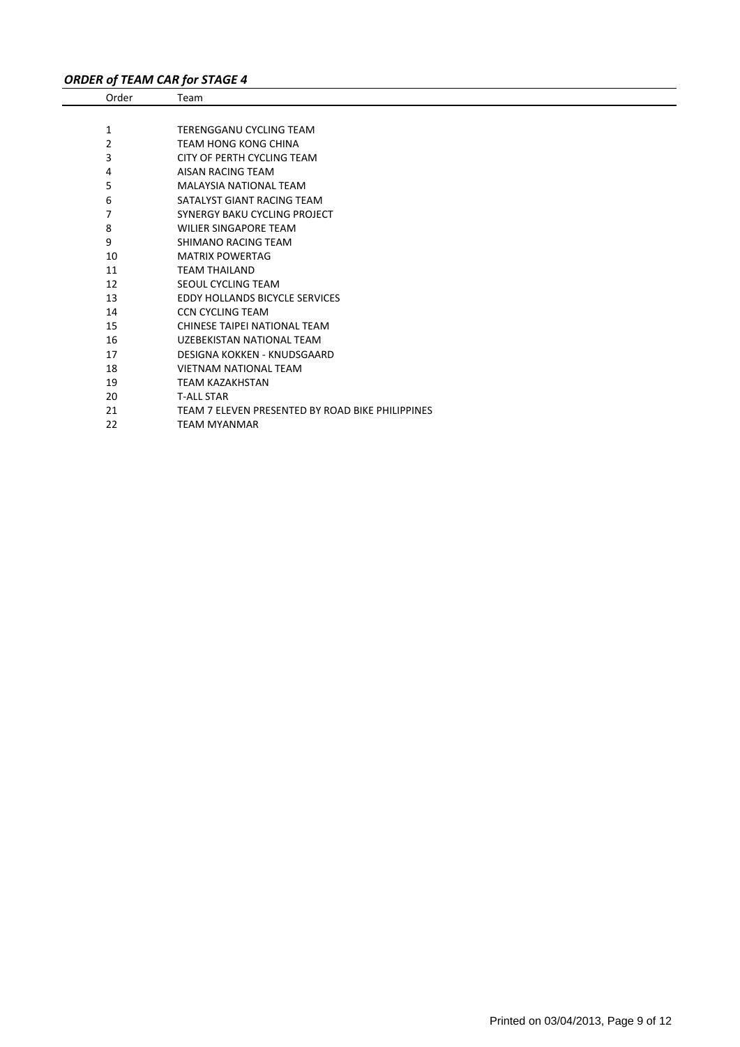### ***ORDER of TEAM CAR for STAGE 4***

| Order | Team |
|---|---|
| 1 | TERENGGANU CYCLING TEAM |
| 2 | TEAM HONG KONG CHINA |
| 3 | CITY OF PERTH CYCLING TEAM |
| 4 | AISAN RACING TEAM |
| 5 | MALAYSIA NATIONAL TEAM |
| 6 | SATALYST GIANT RACING TEAM |
| 7 | SYNERGY BAKU CYCLING PROJECT |
| 8 | WILIER SINGAPORE TEAM |
| 9 | SHIMANO RACING TEAM |
| 10 | MATRIX POWERTAG |
| 11 | TEAM THAILAND |
| 12 | SEOUL CYCLING TEAM |
| 13 | EDDY HOLLANDS BICYCLE SERVICES |
| 14 | CCN CYCLING TEAM |
| 15 | CHINESE TAIPEI NATIONAL TEAM |
| 16 | UZEBEKISTAN NATIONAL TEAM |
| 17 | DESIGNA KOKKEN - KNUDSGAARD |
| 18 | VIETNAM NATIONAL TEAM |
| 19 | TEAM KAZAKHSTAN |
| 20 | T-ALL STAR |
| 21 | TEAM 7 ELEVEN PRESENTED BY ROAD BIKE PHILIPPINES |
| 22 | TEAM MYANMAR |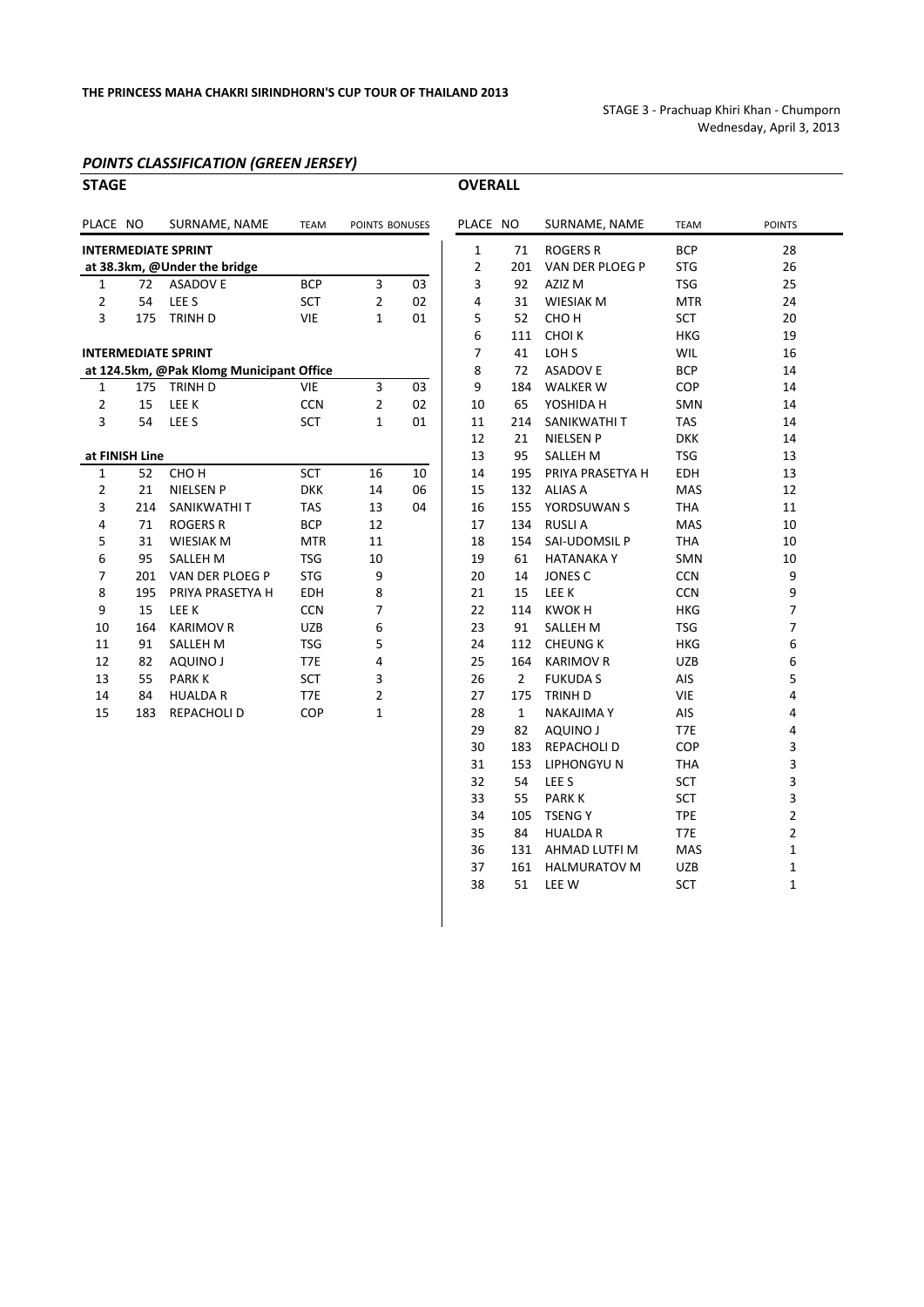**THE PRINCESS MAHA CHAKRI SIRINDHORN'S CUP TOUR OF THAILAND 2013**

STAGE 3 - Prachuap Khiri Khan - Chumporn
Wednesday, April 3, 2013

## *POINTS CLASSIFICATION (GREEN JERSEY)*

### STAGE

| PLACE | NO | SURNAME, NAME | TEAM | POINTS | BONUSES |
|---|---|---|---|---|---|
| **INTERMEDIATE SPRINT** | | | | | |
| **at 38.3km, @Under the bridge** | | | | | |
| 1 | 72 | ASADOV E | BCP | 3 | 03 |
| 2 | 54 | LEE S | SCT | 2 | 02 |
| 3 | 175 | TRINH D | VIE | 1 | 01 |
| **INTERMEDIATE SPRINT** | | | | | |
| **at 124.5km, @Pak Klomg Municipant Office** | | | | | |
| 1 | 175 | TRINH D | VIE | 3 | 03 |
| 2 | 15 | LEE K | CCN | 2 | 02 |
| 3 | 54 | LEE S | SCT | 1 | 01 |
| **at FINISH Line** | | | | | |
| 1 | 52 | CHO H | SCT | 16 | 10 |
| 2 | 21 | NIELSEN P | DKK | 14 | 06 |
| 3 | 214 | SANIKWATHI T | TAS | 13 | 04 |
| 4 | 71 | ROGERS R | BCP | 12 | |
| 5 | 31 | WIESIAK M | MTR | 11 | |
| 6 | 95 | SALLEH M | TSG | 10 | |
| 7 | 201 | VAN DER PLOEG P | STG | 9 | |
| 8 | 195 | PRIYA PRASETYA H | EDH | 8 | |
| 9 | 15 | LEE K | CCN | 7 | |
| 10 | 164 | KARIMOV R | UZB | 6 | |
| 11 | 91 | SALLEH M | TSG | 5 | |
| 12 | 82 | AQUINO J | T7E | 4 | |
| 13 | 55 | PARK K | SCT | 3 | |
| 14 | 84 | HUALDA R | T7E | 2 | |
| 15 | 183 | REPACHOLI D | COP | 1 | |

### OVERALL

| PLACE | NO | SURNAME, NAME | TEAM | POINTS |
|---|---|---|---|---|
| 1 | 71 | ROGERS R | BCP | 28 |
| 2 | 201 | VAN DER PLOEG P | STG | 26 |
| 3 | 92 | AZIZ M | TSG | 25 |
| 4 | 31 | WIESIAK M | MTR | 24 |
| 5 | 52 | CHO H | SCT | 20 |
| 6 | 111 | CHOI K | HKG | 19 |
| 7 | 41 | LOH S | WIL | 16 |
| 8 | 72 | ASADOV E | BCP | 14 |
| 9 | 184 | WALKER W | COP | 14 |
| 10 | 65 | YOSHIDA H | SMN | 14 |
| 11 | 214 | SANIKWATHI T | TAS | 14 |
| 12 | 21 | NIELSEN P | DKK | 14 |
| 13 | 95 | SALLEH M | TSG | 13 |
| 14 | 195 | PRIYA PRASETYA H | EDH | 13 |
| 15 | 132 | ALIAS A | MAS | 12 |
| 16 | 155 | YORDSUWAN S | THA | 11 |
| 17 | 134 | RUSLI A | MAS | 10 |
| 18 | 154 | SAI-UDOMSIL P | THA | 10 |
| 19 | 61 | HATANAKA Y | SMN | 10 |
| 20 | 14 | JONES C | CCN | 9 |
| 21 | 15 | LEE K | CCN | 9 |
| 22 | 114 | KWOK H | HKG | 7 |
| 23 | 91 | SALLEH M | TSG | 7 |
| 24 | 112 | CHEUNG K | HKG | 6 |
| 25 | 164 | KARIMOV R | UZB | 6 |
| 26 | 2 | FUKUDA S | AIS | 5 |
| 27 | 175 | TRINH D | VIE | 4 |
| 28 | 1 | NAKAJIMA Y | AIS | 4 |
| 29 | 82 | AQUINO J | T7E | 4 |
| 30 | 183 | REPACHOLI D | COP | 3 |
| 31 | 153 | LIPHONGYU N | THA | 3 |
| 32 | 54 | LEE S | SCT | 3 |
| 33 | 55 | PARK K | SCT | 3 |
| 34 | 105 | TSENG Y | TPE | 2 |
| 35 | 84 | HUALDA R | T7E | 2 |
| 36 | 131 | AHMAD LUTFI M | MAS | 1 |
| 37 | 161 | HALMURATOV M | UZB | 1 |
| 38 | 51 | LEE W | SCT | 1 |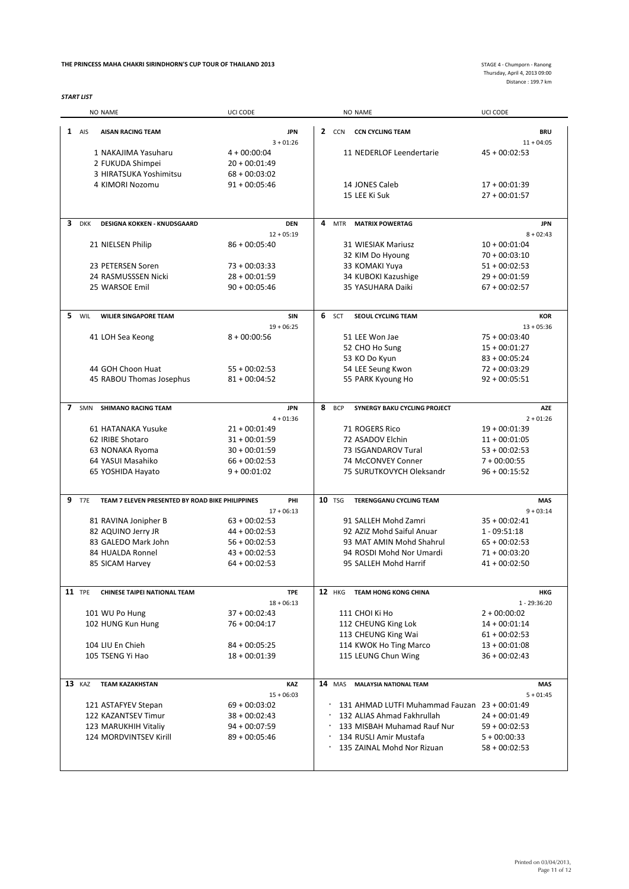**THE PRINCESS MAHA CHAKRI SIRINDHORN'S CUP TOUR OF THAILAND 2013**

STAGE 4 - Chumporn - Ranong
Thursday, April 4, 2013 09:00
Distance : 199.7 km

***START LIST***

| NO | NAME | UCI CODE | NO | NAME | UCI CODE |
|---|---|---|---|---|---|
| **1** AIS | **AISAN RACING TEAM** | **JPN** 3 + 01:26 | **2** CCN | **CCN CYCLING TEAM** | **BRU** 11 + 04:05 |
| | 1 NAKAJIMA Yasuharu | 4 + 00:00:04 | | 11 NEDERLOF Leendertarie | 45 + 00:02:53 |
| | 2 FUKUDA Shimpei | 20 + 00:01:49 | | | |
| | 3 HIRATSUKA Yoshimitsu | 68 + 00:03:02 | | | |
| | 4 KIMORI Nozomu | 91 + 00:05:46 | | 14 JONES Caleb | 17 + 00:01:39 |
| | | | | 15 LEE Ki Suk | 27 + 00:01:57 |
| **3** DKK | **DESIGNA KOKKEN - KNUDSGAARD** | **DEN** 12 + 05:19 | **4** MTR | **MATRIX POWERTAG** | **JPN** 8 + 02:43 |
| | 21 NIELSEN Philip | 86 + 00:05:40 | | 31 WIESIAK Mariusz | 10 + 00:01:04 |
| | | | | 32 KIM Do Hyoung | 70 + 00:03:10 |
| | 23 PETERSEN Soren | 73 + 00:03:33 | | 33 KOMAKI Yuya | 51 + 00:02:53 |
| | 24 RASMUSSSEN Nicki | 28 + 00:01:59 | | 34 KUBOKI Kazushige | 29 + 00:01:59 |
| | 25 WARSOE Emil | 90 + 00:05:46 | | 35 YASUHARA Daiki | 67 + 00:02:57 |
| **5** WIL | **WILIER SINGAPORE TEAM** | **SIN** 19 + 06:25 | **6** SCT | **SEOUL CYCLING TEAM** | **KOR** 13 + 05:36 |
| | 41 LOH Sea Keong | 8 + 00:00:56 | | 51 LEE Won Jae | 75 + 00:03:40 |
| | | | | 52 CHO Ho Sung | 15 + 00:01:27 |
| | | | | 53 KO Do Kyun | 83 + 00:05:24 |
| | 44 GOH Choon Huat | 55 + 00:02:53 | | 54 LEE Seung Kwon | 72 + 00:03:29 |
| | 45 RABOU Thomas Josephus | 81 + 00:04:52 | | 55 PARK Kyoung Ho | 92 + 00:05:51 |
| **7** SMN | **SHIMANO RACING TEAM** | **JPN** 4 + 01:36 | **8** BCP | **SYNERGY BAKU CYCLING PROJECT** | **AZE** 2 + 01:26 |
| | 61 HATANAKA Yusuke | 21 + 00:01:49 | | 71 ROGERS Rico | 19 + 00:01:39 |
| | 62 IRIBE Shotaro | 31 + 00:01:59 | | 72 ASADOV Elchin | 11 + 00:01:05 |
| | 63 NONAKA Ryoma | 30 + 00:01:59 | | 73 ISGANDAROV Tural | 53 + 00:02:53 |
| | 64 YASUI Masahiko | 66 + 00:02:53 | | 74 McCONVEY Conner | 7 + 00:00:55 |
| | 65 YOSHIDA Hayato | 9 + 00:01:02 | | 75 SURUTKOVYCH Oleksandr | 96 + 00:15:52 |
| **9** T7E | **TEAM 7 ELEVEN PRESENTED BY ROAD BIKE PHILIPPINES** | **PHI** 17 + 06:13 | **10** TSG | **TERENGGANU CYCLING TEAM** | **MAS** 9 + 03:14 |
| | 81 RAVINA Jonipher B | 63 + 00:02:53 | | 91 SALLEH Mohd Zamri | 35 + 00:02:41 |
| | 82 AQUINO Jerry JR | 44 + 00:02:53 | | 92 AZIZ Mohd Saiful Anuar | 1 - 09:51:18 |
| | 83 GALEDO Mark John | 56 + 00:02:53 | | 93 MAT AMIN Mohd Shahrul | 65 + 00:02:53 |
| | 84 HUALDA Ronnel | 43 + 00:02:53 | | 94 ROSDI Mohd Nor Umardi | 71 + 00:03:20 |
| | 85 SICAM Harvey | 64 + 00:02:53 | | 95 SALLEH Mohd Harrif | 41 + 00:02:50 |
| **11** TPE | **CHINESE TAIPEI NATIONAL TEAM** | **TPE** 18 + 06:13 | **12** HKG | **TEAM HONG KONG CHINA** | **HKG** 1 - 29:36:20 |
| | 101 WU Po Hung | 37 + 00:02:43 | | 111 CHOI Ki Ho | 2 + 00:00:02 |
| | 102 HUNG Kun Hung | 76 + 00:04:17 | | 112 CHEUNG King Lok | 14 + 00:01:14 |
| | | | | 113 CHEUNG King Wai | 61 + 00:02:53 |
| | 104 LIU En Chieh | 84 + 00:05:25 | | 114 KWOK Ho Ting Marco | 13 + 00:01:08 |
| | 105 TSENG Yi Hao | 18 + 00:01:39 | | 115 LEUNG Chun Wing | 36 + 00:02:43 |
| **13** KAZ | **TEAM KAZAKHSTAN** | **KAZ** 15 + 06:03 | **14** MAS | **MALAYSIA NATIONAL TEAM** | **MAS** 5 + 01:45 |
| | 121 ASTAFYEV Stepan | 69 + 00:03:02 | * | 131 AHMAD LUTFI Muhammad Fauzan | 23 + 00:01:49 |
| | 122 KAZANTSEV Timur | 38 + 00:02:43 | * | 132 ALIAS Ahmad Fakhrullah | 24 + 00:01:49 |
| | 123 MARUKHIH Vitaliy | 94 + 00:07:59 | * | 133 MISBAH Muhamad Rauf Nur | 59 + 00:02:53 |
| | 124 MORDVINTSEV Kirill | 89 + 00:05:46 | * | 134 RUSLI Amir Mustafa | 5 + 00:00:33 |
| | | | * | 135 ZAINAL Mohd Nor Rizuan | 58 + 00:02:53 |

Printed on 03/04/2013,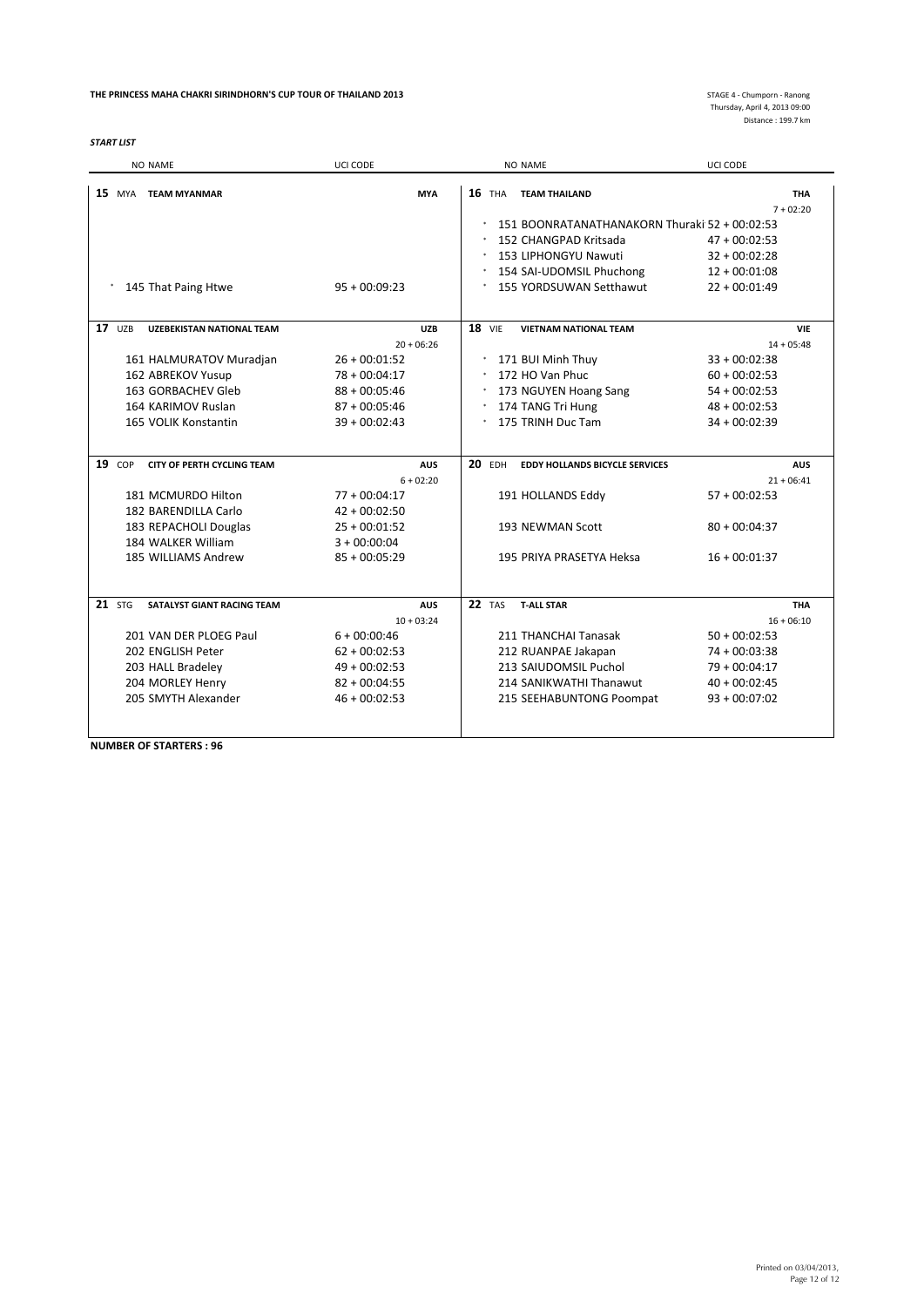**THE PRINCESS MAHA CHAKRI SIRINDHORN'S CUP TOUR OF THAILAND 2013**

STAGE 4 - Chumporn - Ranong
Thursday, April 4, 2013 09:00
Distance : 199.7 km

***START LIST***

| NO NAME | UCI CODE | NO NAME | UCI CODE |
|---|---|---|---|
| **15** MYA **TEAM MYANMAR** | **MYA** | **16** THA **TEAM THAILAND** | **THA** |
| | | | 7 + 02:20 |
| | | * 151 BOONRATANATHANAKORN Thuraki | 52 + 00:02:53 |
| | | * 152 CHANGPAD Kritsada | 47 + 00:02:53 |
| | | * 153 LIPHONGYU Nawuti | 32 + 00:02:28 |
| | | * 154 SAI-UDOMSIL Phuchong | 12 + 00:01:08 |
| * 145 That Paing Htwe | 95 + 00:09:23 | * 155 YORDSUWAN Setthawut | 22 + 00:01:49 |
| **17** UZB **UZBEKISTAN NATIONAL TEAM** | **UZB** | **18** VIE **VIETNAM NATIONAL TEAM** | **VIE** |
| | 20 + 06:26 | | 14 + 05:48 |
| 161 HALMURATOV Muradjan | 26 + 00:01:52 | * 171 BUI Minh Thuy | 33 + 00:02:38 |
| 162 ABREKOV Yusup | 78 + 00:04:17 | * 172 HO Van Phuc | 60 + 00:02:53 |
| 163 GORBACHEV Gleb | 88 + 00:05:46 | * 173 NGUYEN Hoang Sang | 54 + 00:02:53 |
| 164 KARIMOV Ruslan | 87 + 00:05:46 | * 174 TANG Tri Hung | 48 + 00:02:53 |
| 165 VOLIK Konstantin | 39 + 00:02:43 | * 175 TRINH Duc Tam | 34 + 00:02:39 |
| **19** COP **CITY OF PERTH CYCLING TEAM** | **AUS** | **20** EDH **EDDY HOLLANDS BICYCLE SERVICES** | **AUS** |
| | 6 + 02:20 | | 21 + 06:41 |
| 181 MCMURDO Hilton | 77 + 00:04:17 | 191 HOLLANDS Eddy | 57 + 00:02:53 |
| 182 BARENDILLA Carlo | 42 + 00:02:50 | | |
| 183 REPACHOLI Douglas | 25 + 00:01:52 | 193 NEWMAN Scott | 80 + 00:04:37 |
| 184 WALKER William | 3 + 00:00:04 | | |
| 185 WILLIAMS Andrew | 85 + 00:05:29 | 195 PRIYA PRASETYA Heksa | 16 + 00:01:37 |
| **21** STG **SATALYST GIANT RACING TEAM** | **AUS** | **22** TAS **T-ALL STAR** | **THA** |
| | 10 + 03:24 | | 16 + 06:10 |
| 201 VAN DER PLOEG Paul | 6 + 00:00:46 | 211 THANCHAI Tanasak | 50 + 00:02:53 |
| 202 ENGLISH Peter | 62 + 00:02:53 | 212 RUANPAE Jakapan | 74 + 00:03:38 |
| 203 HALL Bradeley | 49 + 00:02:53 | 213 SAIUDOMSIL Puchol | 79 + 00:04:17 |
| 204 MORLEY Henry | 82 + 00:04:55 | 214 SANIKWATHI Thanawut | 40 + 00:02:45 |
| 205 SMYTH Alexander | 46 + 00:02:53 | 215 SEEHABUNTONG Poompat | 93 + 00:07:02 |

**NUMBER OF STARTERS : 96**

Printed on 03/04/2013,